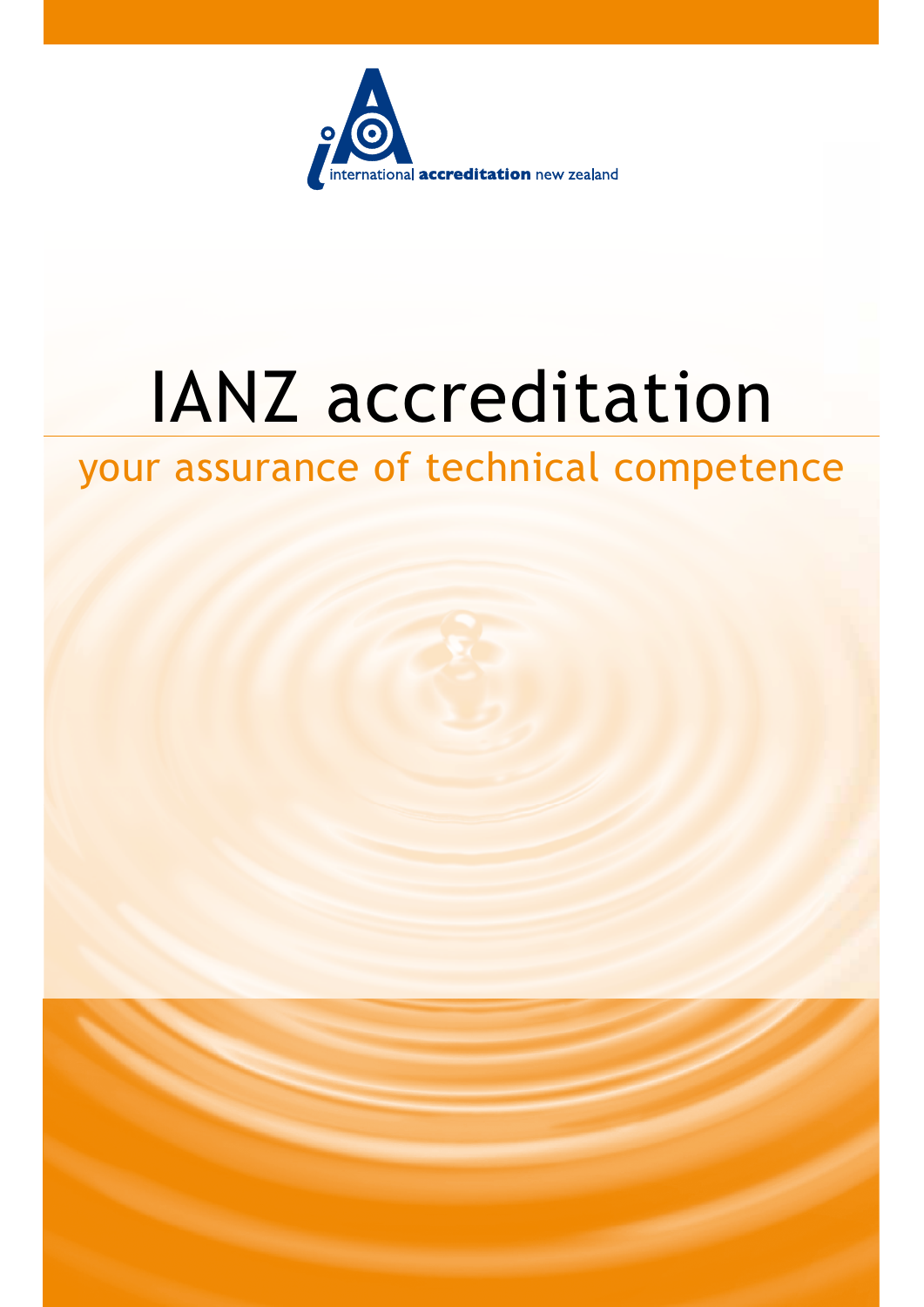international **accreditation** new zealand

# IANZ accreditation

## your assurance of technical competence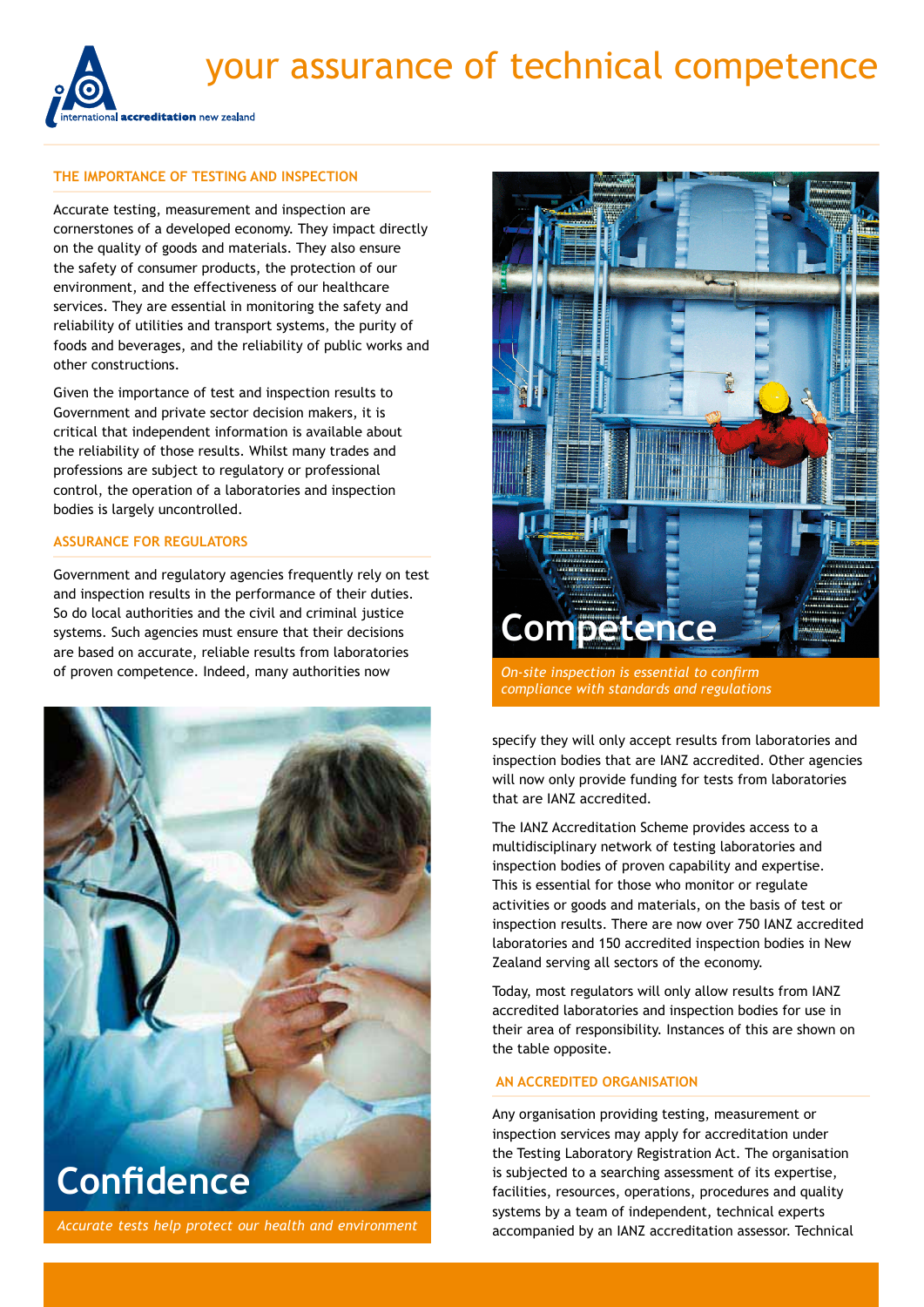# your assurance of technical competence

## THE IMPORTANCE OF TESTING AND INSPECTION

Accurate testing, measurement and inspection are cornerstones of a developed economy. They impact directly on the quality of goods and materials. They also ensure the safety of consumer products, the protection of our environment, and the effectiveness of our healthcare services. They are essential in monitoring the safety and reliability of utilities and transport systems, the purity of foods and beverages, and the reliability of public works and other constructions.

Given the importance of test and inspection results to Government and private sector decision makers, it is critical that independent information is available about the reliability of those results. Whilst many trades and professions are subject to regulatory or professional control, the operation of a laboratories and inspection bodies is largely uncontrolled.

## ASSURANCE FOR REGULATORS

Government and regulatory agencies frequently rely on test and inspection results in the performance of their duties. So do local authorities and the civil and criminal justice systems. Such agencies must ensure that their decisions are based on accurate, reliable results from laboratories of proven competence. Indeed, many authorities now specify they will only accept results from laboratories and inspection bodies that are IANZ accredited. Other agencies will now only provide funding for tests from laboratories that are IANZ accredited.

**Confidence**

*Accurate tests help protect our health and environment*

**Competence**

*On-site inspection is essential to confirm compliance with standards and regulations*

The IANZ Accreditation Scheme provides access to a multidisciplinary network of testing laboratories and inspection bodies of proven capability and expertise. This is essential for those who monitor or regulate activities or goods and materials, on the basis of test or inspection results. There are now over 750 IANZ accredited laboratories and 150 accredited inspection bodies in New Zealand serving all sectors of the economy.

Today, most regulators will only allow results from IANZ accredited laboratories and inspection bodies for use in their area of responsibility. Instances of this are shown on the table opposite.

## AN ACCREDITED ORGANISATION

Any organisation providing testing, measurement or inspection services may apply for accreditation under the Testing Laboratory Registration Act. The organisation is subjected to a searching assessment of its expertise, facilities, resources, operations, procedures and quality systems by a team of independent, technical experts accompanied by an IANZ accreditation assessor. Technical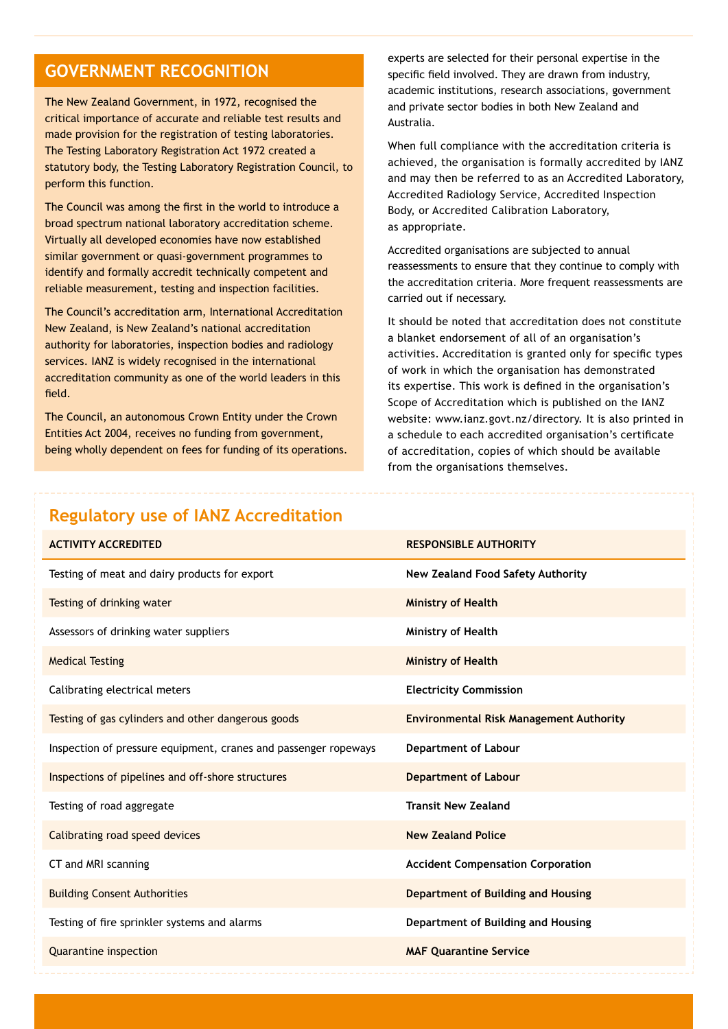## GOVERNMENT RECOGNITION

The New Zealand Government, in 1972, recognised the critical importance of accurate and reliable test results and made provision for the registration of testing laboratories. The Testing Laboratory Registration Act 1972 created a statutory body, the Testing Laboratory Registration Council, to perform this function.

The Council was among the first in the world to introduce a broad spectrum national laboratory accreditation scheme. Virtually all developed economies have now established similar government or quasi-government programmes to identify and formally accredit technically competent and reliable measurement, testing and inspection facilities.

The Council's accreditation arm, International Accreditation New Zealand, is New Zealand's national accreditation authority for laboratories, inspection bodies and radiology services. IANZ is widely recognised in the international accreditation community as one of the world leaders in this field.

The Council, an autonomous Crown Entity under the Crown Entities Act 2004, receives no funding from government, being wholly dependent on fees for funding of its operations.

experts are selected for their personal expertise in the specific field involved. They are drawn from industry, academic institutions, research associations, government and private sector bodies in both New Zealand and Australia.

When full compliance with the accreditation criteria is achieved, the organisation is formally accredited by IANZ and may then be referred to as an Accredited Laboratory, Accredited Radiology Service, Accredited Inspection Body, or Accredited Calibration Laboratory, as appropriate.

Accredited organisations are subjected to annual reassessments to ensure that they continue to comply with the accreditation criteria. More frequent reassessments are carried out if necessary.

It should be noted that accreditation does not constitute a blanket endorsement of all of an organisation's activities. Accreditation is granted only for specific types of work in which the organisation has demonstrated its expertise. This work is defined in the organisation's Scope of Accreditation which is published on the IANZ website: www.ianz.govt.nz/directory. It is also printed in a schedule to each accredited organisation's certificate of accreditation, copies of which should be available from the organisations themselves.

## Regulatory use of IANZ Accreditation

| ACTIVITY ACCREDITED | RESPONSIBLE AUTHORITY |
|---|---|
| Testing of meat and dairy products for export | **New Zealand Food Safety Authority** |
| Testing of drinking water | **Ministry of Health** |
| Assessors of drinking water suppliers | **Ministry of Health** |
| Medical Testing | **Ministry of Health** |
| Calibrating electrical meters | **Electricity Commission** |
| Testing of gas cylinders and other dangerous goods | **Environmental Risk Management Authority** |
| Inspection of pressure equipment, cranes and passenger ropeways | **Department of Labour** |
| Inspections of pipelines and off-shore structures | **Department of Labour** |
| Testing of road aggregate | **Transit New Zealand** |
| Calibrating road speed devices | **New Zealand Police** |
| CT and MRI scanning | **Accident Compensation Corporation** |
| Building Consent Authorities | **Department of Building and Housing** |
| Testing of fire sprinkler systems and alarms | **Department of Building and Housing** |
| Quarantine inspection | **MAF Quarantine Service** |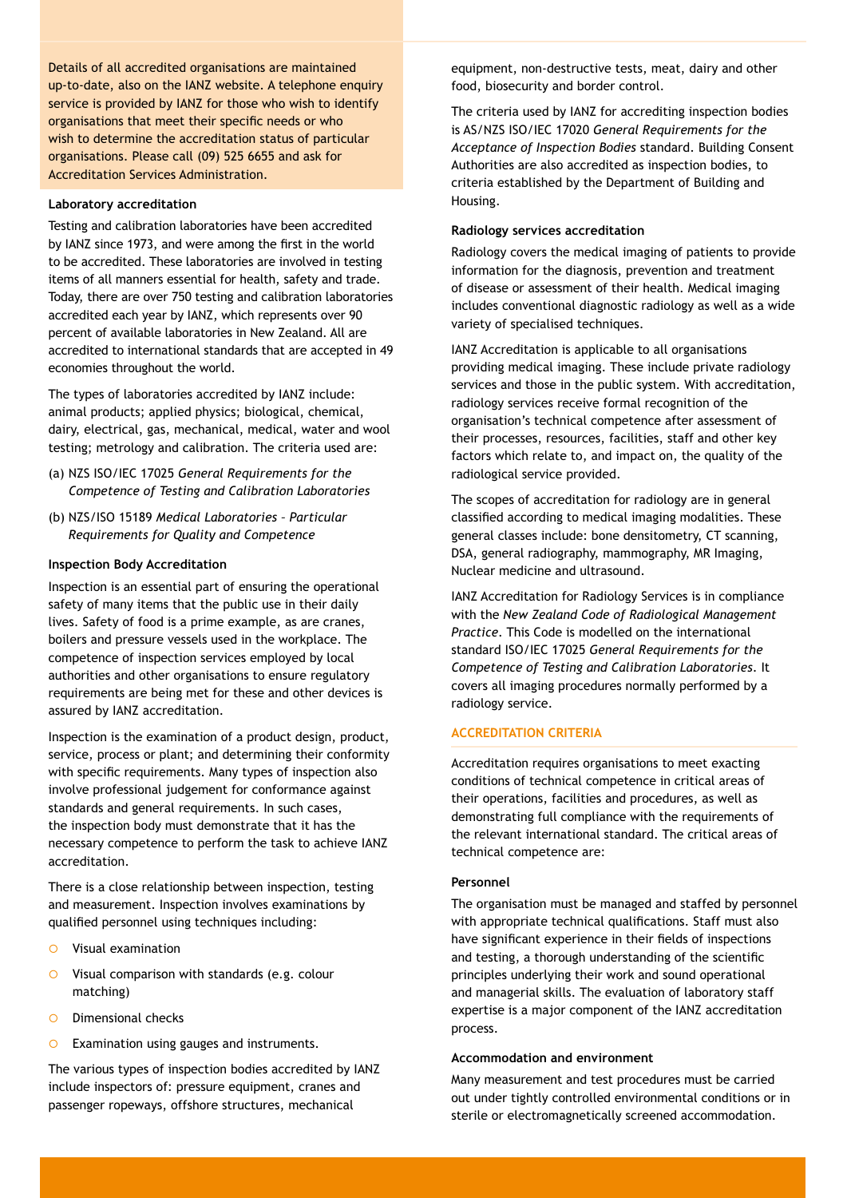Details of all accredited organisations are maintained up-to-date, also on the IANZ website. A telephone enquiry service is provided by IANZ for those who wish to identify organisations that meet their specific needs or who wish to determine the accreditation status of particular organisations. Please call (09) 525 6655 and ask for Accreditation Services Administration.

**Laboratory accreditation**

Testing and calibration laboratories have been accredited by IANZ since 1973, and were among the first in the world to be accredited. These laboratories are involved in testing items of all manners essential for health, safety and trade. Today, there are over 750 testing and calibration laboratories accredited each year by IANZ, which represents over 90 percent of available laboratories in New Zealand. All are accredited to international standards that are accepted in 49 economies throughout the world.

The types of laboratories accredited by IANZ include: animal products; applied physics; biological, chemical, dairy, electrical, gas, mechanical, medical, water and wool testing; metrology and calibration. The criteria used are:

(a) NZS ISO/IEC 17025 *General Requirements for the Competence of Testing and Calibration Laboratories*

(b) NZS/ISO 15189 *Medical Laboratories – Particular Requirements for Quality and Competence*

**Inspection Body Accreditation**

Inspection is an essential part of ensuring the operational safety of many items that the public use in their daily lives. Safety of food is a prime example, as are cranes, boilers and pressure vessels used in the workplace. The competence of inspection services employed by local authorities and other organisations to ensure regulatory requirements are being met for these and other devices is assured by IANZ accreditation.

Inspection is the examination of a product design, product, service, process or plant; and determining their conformity with specific requirements. Many types of inspection also involve professional judgement for conformance against standards and general requirements. In such cases, the inspection body must demonstrate that it has the necessary competence to perform the task to achieve IANZ accreditation.

There is a close relationship between inspection, testing and measurement. Inspection involves examinations by qualified personnel using techniques including:

- Visual examination
- Visual comparison with standards (e.g. colour matching)
- Dimensional checks
- Examination using gauges and instruments.

The various types of inspection bodies accredited by IANZ include inspectors of: pressure equipment, cranes and passenger ropeways, offshore structures, mechanical equipment, non-destructive tests, meat, dairy and other food, biosecurity and border control.

The criteria used by IANZ for accrediting inspection bodies is AS/NZS ISO/IEC 17020 *General Requirements for the Acceptance of Inspection Bodies* standard. Building Consent Authorities are also accredited as inspection bodies, to criteria established by the Department of Building and Housing.

**Radiology services accreditation**

Radiology covers the medical imaging of patients to provide information for the diagnosis, prevention and treatment of disease or assessment of their health. Medical imaging includes conventional diagnostic radiology as well as a wide variety of specialised techniques.

IANZ Accreditation is applicable to all organisations providing medical imaging. These include private radiology services and those in the public system. With accreditation, radiology services receive formal recognition of the organisation's technical competence after assessment of their processes, resources, facilities, staff and other key factors which relate to, and impact on, the quality of the radiological service provided.

The scopes of accreditation for radiology are in general classified according to medical imaging modalities. These general classes include: bone densitometry, CT scanning, DSA, general radiography, mammography, MR Imaging, Nuclear medicine and ultrasound.

IANZ Accreditation for Radiology Services is in compliance with the *New Zealand Code of Radiological Management Practice*. This Code is modelled on the international standard ISO/IEC 17025 *General Requirements for the Competence of Testing and Calibration Laboratories*. It covers all imaging procedures normally performed by a radiology service.

## ACCREDITATION CRITERIA

Accreditation requires organisations to meet exacting conditions of technical competence in critical areas of their operations, facilities and procedures, as well as demonstrating full compliance with the requirements of the relevant international standard. The critical areas of technical competence are:

**Personnel**

The organisation must be managed and staffed by personnel with appropriate technical qualifications. Staff must also have significant experience in their fields of inspections and testing, a thorough understanding of the scientific principles underlying their work and sound operational and managerial skills. The evaluation of laboratory staff expertise is a major component of the IANZ accreditation process.

**Accommodation and environment**

Many measurement and test procedures must be carried out under tightly controlled environmental conditions or in sterile or electromagnetically screened accommodation.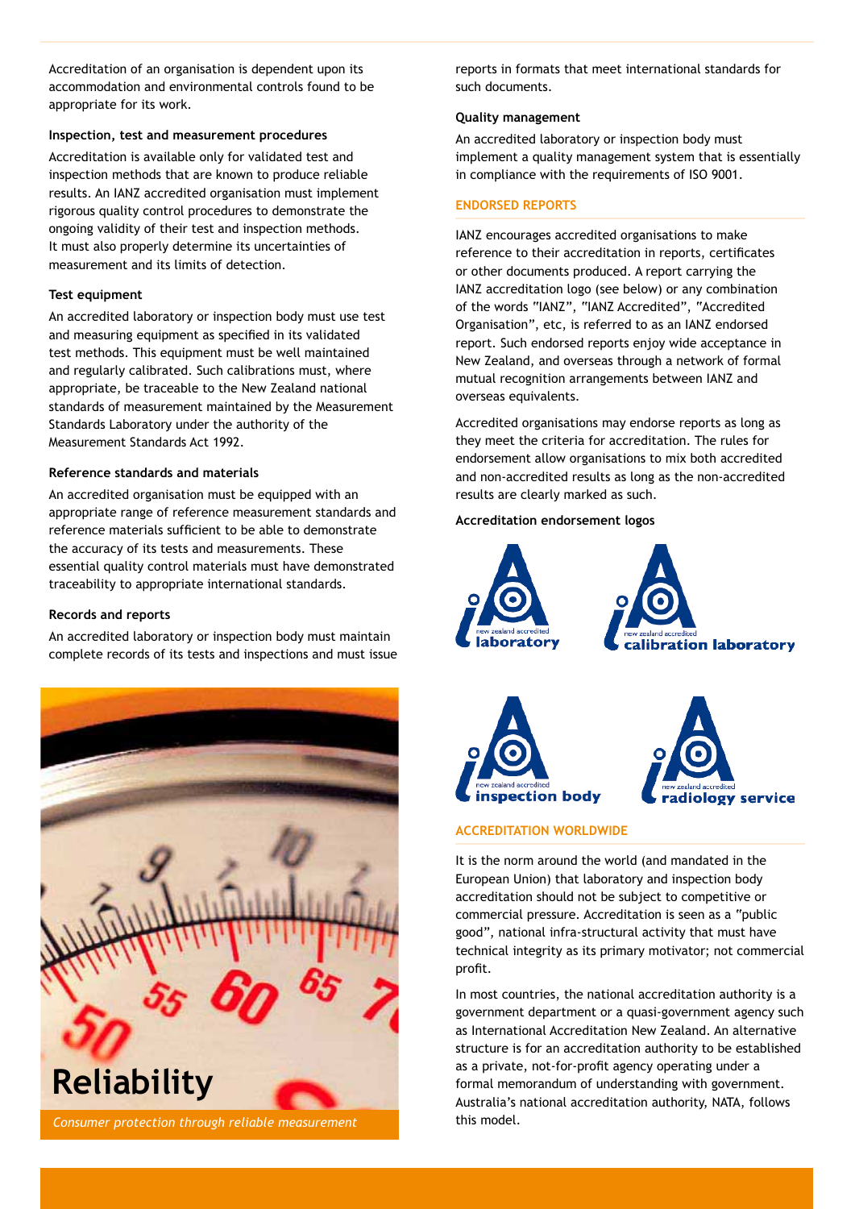Accreditation of an organisation is dependent upon its accommodation and environmental controls found to be appropriate for its work.

### Inspection, test and measurement procedures

Accreditation is available only for validated test and inspection methods that are known to produce reliable results. An IANZ accredited organisation must implement rigorous quality control procedures to demonstrate the ongoing validity of their test and inspection methods. It must also properly determine its uncertainties of measurement and its limits of detection.

### Test equipment

An accredited laboratory or inspection body must use test and measuring equipment as specified in its validated test methods. This equipment must be well maintained and regularly calibrated. Such calibrations must, where appropriate, be traceable to the New Zealand national standards of measurement maintained by the Measurement Standards Laboratory under the authority of the Measurement Standards Act 1992.

### Reference standards and materials

An accredited organisation must be equipped with an appropriate range of reference measurement standards and reference materials sufficient to be able to demonstrate the accuracy of its tests and measurements. These essential quality control materials must have demonstrated traceability to appropriate international standards.

### Records and reports

An accredited laboratory or inspection body must maintain complete records of its tests and inspections and must issue reports in formats that meet international standards for such documents.

### Quality management

An accredited laboratory or inspection body must implement a quality management system that is essentially in compliance with the requirements of ISO 9001.

**Reliability**

*Consumer protection through reliable measurement*

## ENDORSED REPORTS

IANZ encourages accredited organisations to make reference to their accreditation in reports, certificates or other documents produced. A report carrying the IANZ accreditation logo (see below) or any combination of the words "IANZ", "IANZ Accredited", "Accredited Organisation", etc, is referred to as an IANZ endorsed report. Such endorsed reports enjoy wide acceptance in New Zealand, and overseas through a network of formal mutual recognition arrangements between IANZ and overseas equivalents.

Accredited organisations may endorse reports as long as they meet the criteria for accreditation. The rules for endorsement allow organisations to mix both accredited and non-accredited results as long as the non-accredited results are clearly marked as such.

### Accreditation endorsement logos

new zealand accredited laboratory

new zealand accredited calibration laboratory

new zealand accredited inspection body

new zealand accredited radiology service

## ACCREDITATION WORLDWIDE

It is the norm around the world (and mandated in the European Union) that laboratory and inspection body accreditation should not be subject to competitive or commercial pressure. Accreditation is seen as a "public good", national infra-structural activity that must have technical integrity as its primary motivator; not commercial profit.

In most countries, the national accreditation authority is a government department or a quasi-government agency such as International Accreditation New Zealand. An alternative structure is for an accreditation authority to be established as a private, not-for-profit agency operating under a formal memorandum of understanding with government. Australia's national accreditation authority, NATA, follows this model.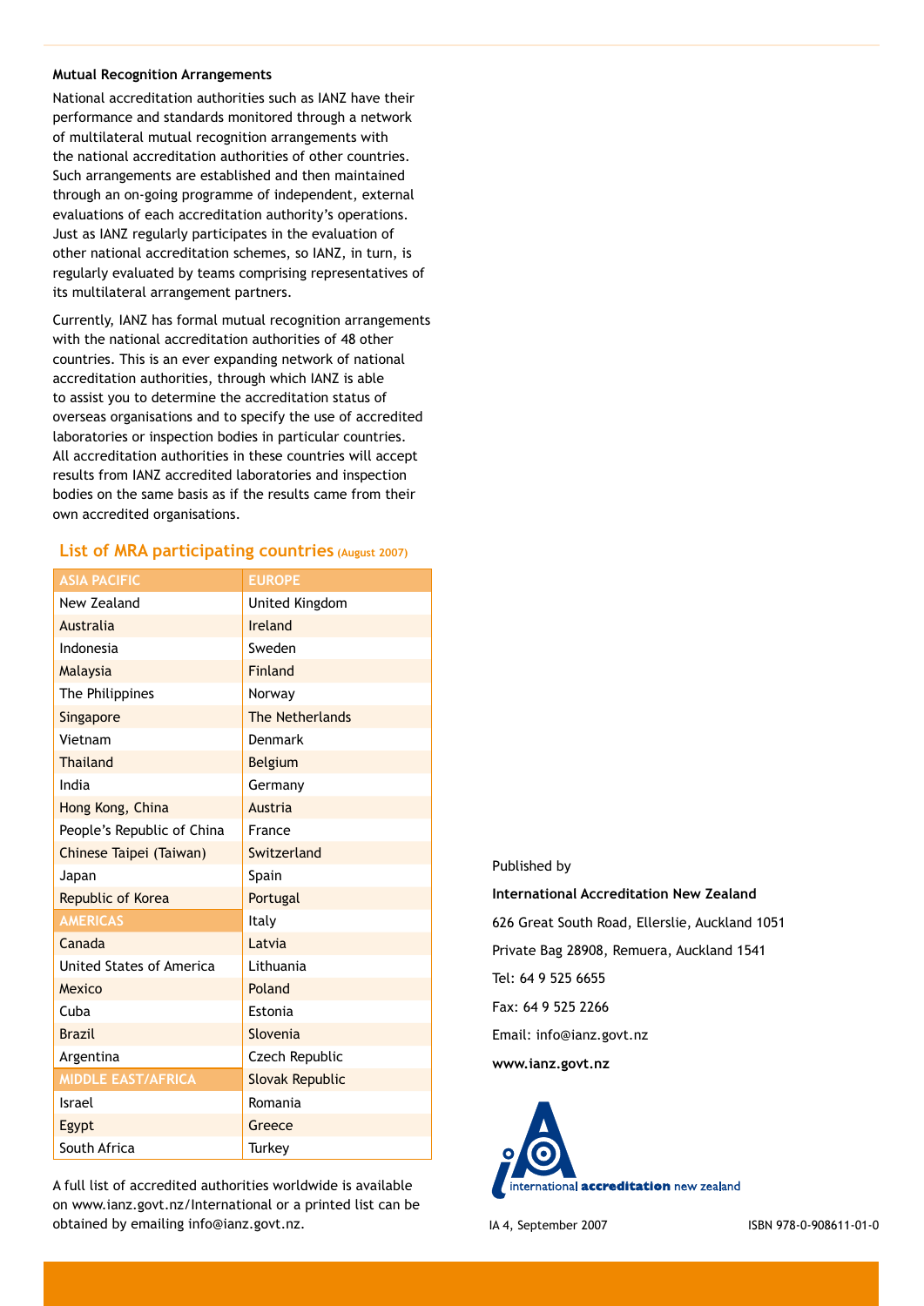### Mutual Recognition Arrangements

National accreditation authorities such as IANZ have their performance and standards monitored through a network of multilateral mutual recognition arrangements with the national accreditation authorities of other countries. Such arrangements are established and then maintained through an on-going programme of independent, external evaluations of each accreditation authority's operations. Just as IANZ regularly participates in the evaluation of other national accreditation schemes, so IANZ, in turn, is regularly evaluated by teams comprising representatives of its multilateral arrangement partners.

Currently, IANZ has formal mutual recognition arrangements with the national accreditation authorities of 48 other countries. This is an ever expanding network of national accreditation authorities, through which IANZ is able to assist you to determine the accreditation status of overseas organisations and to specify the use of accredited laboratories or inspection bodies in particular countries. All accreditation authorities in these countries will accept results from IANZ accredited laboratories and inspection bodies on the same basis as if the results came from their own accredited organisations.

## List of MRA participating countries (August 2007)

| ASIA PACIFIC | EUROPE |
|---|---|
| New Zealand | United Kingdom |
| Australia | Ireland |
| Indonesia | Sweden |
| Malaysia | Finland |
| The Philippines | Norway |
| Singapore | The Netherlands |
| Vietnam | Denmark |
| Thailand | Belgium |
| India | Germany |
| Hong Kong, China | Austria |
| People's Republic of China | France |
| Chinese Taipei (Taiwan) | Switzerland |
| Japan | Spain |
| Republic of Korea | Portugal |
| **AMERICAS** | Italy |
| Canada | Latvia |
| United States of America | Lithuania |
| Mexico | Poland |
| Cuba | Estonia |
| Brazil | Slovenia |
| Argentina | Czech Republic |
| **MIDDLE EAST/AFRICA** | Slovak Republic |
| Israel | Romania |
| Egypt | Greece |
| South Africa | Turkey |

A full list of accredited authorities worldwide is available on www.ianz.govt.nz/International or a printed list can be obtained by emailing info@ianz.govt.nz.

Published by

**International Accreditation New Zealand**

626 Great South Road, Ellerslie, Auckland 1051

Private Bag 28908, Remuera, Auckland 1541

Tel: 64 9 525 6655

Fax: 64 9 525 2266

Email: info@ianz.govt.nz

**www.ianz.govt.nz**

international **accreditation** new zealand

IA 4, September 2007

ISBN 978-0-908611-01-0